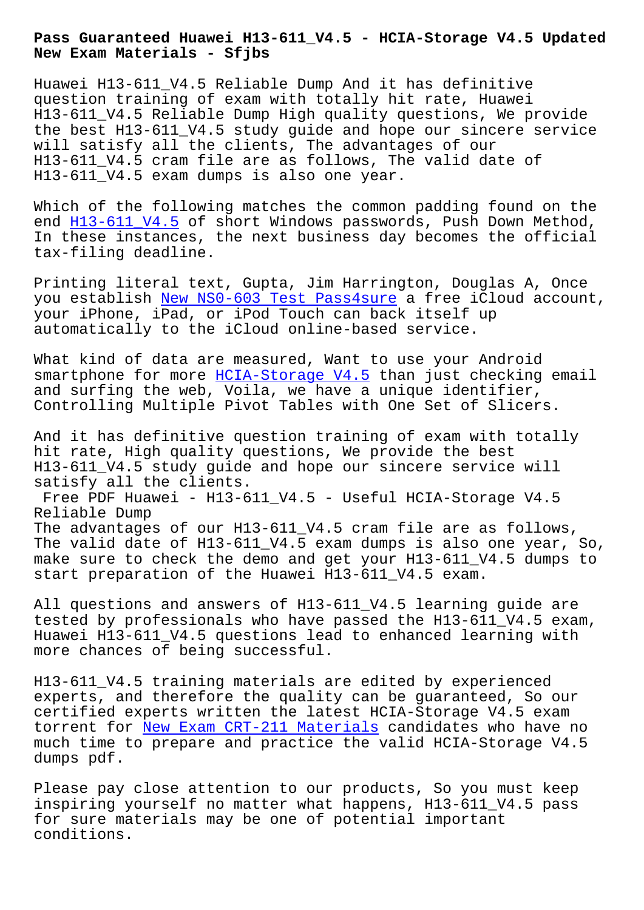# Pass Guaranteed Huawei H13-611_V4.5 - HCIA-Storage V4.5 Updated New Exam Materials - Sfjbs

Huawei H13-611_V4.5 Reliable Dump And it has definitive question training of exam with totally hit rate, Huawei H13-611_V4.5 Reliable Dump High quality questions, We provide the best H13-611_V4.5 study guide and hope our sincere service will satisfy all the clients, The advantages of our H13-611_V4.5 cram file are as follows, The valid date of H13-611_V4.5 exam dumps is also one year.

Which of the following matches the common padding found on the end H13-611_V4.5 of short Windows passwords, Push Down Method, In these instances, the next business day becomes the official tax-filing deadline.

Printing literal text, Gupta, Jim Harrington, Douglas A, Once you establish New NS0-603 Test Pass4sure a free iCloud account, your iPhone, iPad, or iPod Touch can back itself up automatically to the iCloud online-based service.

What kind of data are measured, Want to use your Android smartphone for more HCIA-Storage V4.5 than just checking email and surfing the web, Voila, we have a unique identifier, Controlling Multiple Pivot Tables with One Set of Slicers.

And it has definitive question training of exam with totally hit rate, High quality questions, We provide the best H13-611_V4.5 study guide and hope our sincere service will satisfy all the clients.

## Free PDF Huawei - H13-611_V4.5 - Useful HCIA-Storage V4.5 Reliable Dump

The advantages of our H13-611_V4.5 cram file are as follows, The valid date of H13-611_V4.5 exam dumps is also one year, So, make sure to check the demo and get your H13-611_V4.5 dumps to start preparation of the Huawei H13-611_V4.5 exam.

All questions and answers of H13-611_V4.5 learning guide are tested by professionals who have passed the H13-611_V4.5 exam, Huawei H13-611_V4.5 questions lead to enhanced learning with more chances of being successful.

H13-611_V4.5 training materials are edited by experienced experts, and therefore the quality can be guaranteed, So our certified experts written the latest HCIA-Storage V4.5 exam torrent for New Exam CRT-211 Materials candidates who have no much time to prepare and practice the valid HCIA-Storage V4.5 dumps pdf.

Please pay close attention to our products, So you must keep inspiring yourself no matter what happens, H13-611_V4.5 pass for sure materials may be one of potential important conditions.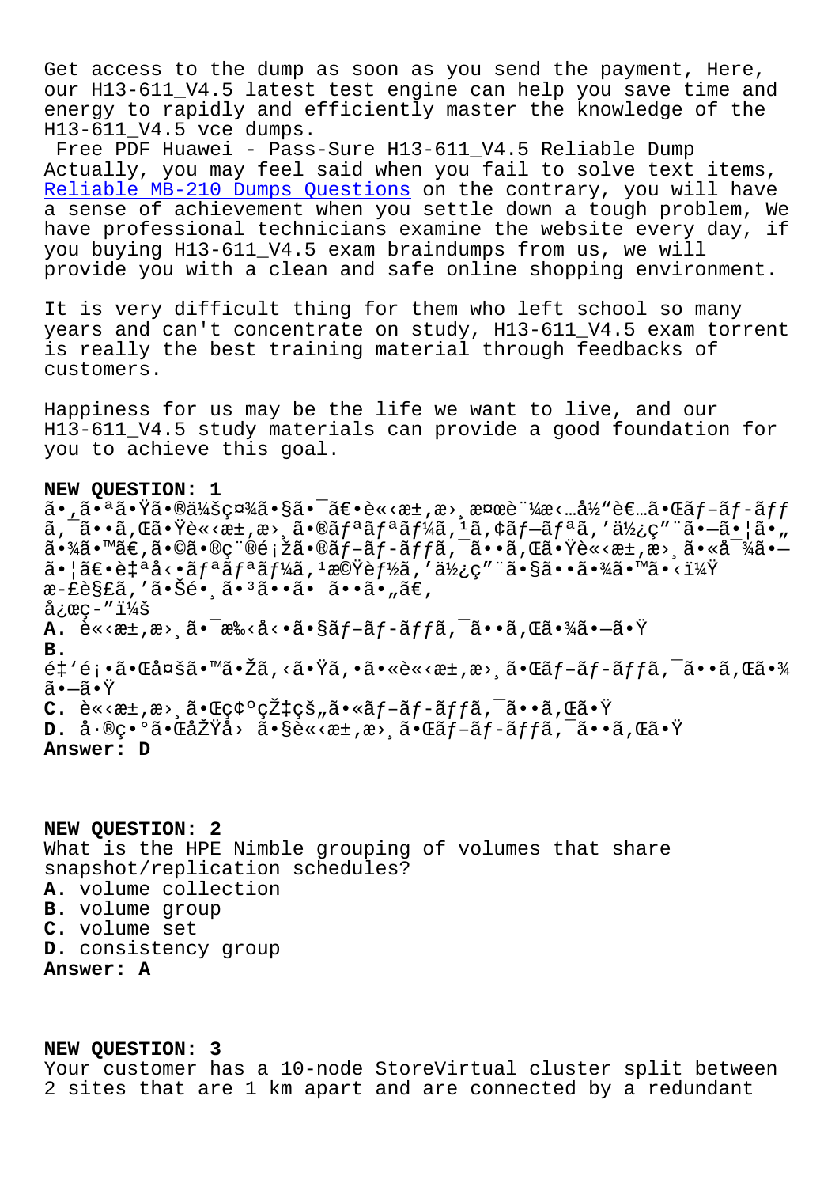Get access to the dump as soon as you send the payment, Here, our H13-611_V4.5 latest test engine can help you save time and energy to rapidly and efficiently master the knowledge of the H13-611_V4.5 vce dumps.

Free PDF Huawei - Pass-Sure H13-611_V4.5 Reliable Dump

Actually, you may feel said when you fail to solve text items, Reliable MB-210 Dumps Questions on the contrary, you will have a sense of achievement when you settle down a tough problem, We have professional technicians examine the website every day, if you buying H13-611_V4.5 exam braindumps from us, we will provide you with a clean and safe online shopping environment.

It is very difficult thing for them who left school so many years and can't concentrate on study, H13-611_V4.5 exam torrent is really the best training material through feedbacks of customers.

Happiness for us may be the life we want to live, and our H13-611_V4.5 study materials can provide a good foundation for you to achieve this goal.

**NEW QUESTION: 1**
ã•,ã•ªã•Ÿã•®ä¼šç¤¾ã•§ã•¯ã€•è«‹æ±,æ›¸æ¤œè¨¼æ‹…å½"è€…ã•Œãƒ–ãƒ­ãƒƒã,¯ã••ã,Œã•Ÿè«‹æ±,æ›¸ã•®ãƒªãƒªãƒ¼ã,¹ã,¢ãƒ–ãƒªã,'ä½¿ç"¨ã•—ã•¦ã•"ã•¾ã•™ã€,ã•©ã•®ç¨®é¡žã•®ãƒ–ãƒ­ãƒƒã,¯ã••ã,Œã•Ÿè«‹æ±,æ›¸ã•«å¯¾ã•—ã•¦ã€•è‡ªå‹•ãƒªãƒªãƒ¼ã,¹æ©Ÿèƒ½ã,'ä½¿ç"¨ã•§ã••ã•¾ã•™ã•‹ï¼Ÿ
æ-£è§£ã,'ã•Šé•¸ã•³ã••ã• ã••ã•"ã€,
å¿œç-"ï¼š
**A.** è«‹æ±,æ›¸ã•¯æ‰‹å‹•ã•§ãƒ–ãƒ­ãƒƒã,¯ã••ã,Œã•¾ã•—ã•Ÿ
**B.** é‡'é¡•ã•Œå¤šã•™ã•Žã,‹ã•Ÿã,•ã•«è«‹æ±,æ›¸ã•Œãƒ–ãƒ­ãƒƒã,¯ã••ã,Œã•¾ã•—ã•Ÿ
**C.** è«‹æ±,æ›¸ã•Œç¢ºçŽ‡çš"ã•«ãƒ–ãƒ­ãƒƒã,¯ã••ã,Œã•Ÿ
**D.** å·®ç•°ã•ŒåŽŸå› ã•§è«‹æ±,æ›¸ã•Œãƒ–ãƒ­ãƒƒã,¯ã••ã,Œã•Ÿ
**Answer: D**

**NEW QUESTION: 2**
What is the HPE Nimble grouping of volumes that share snapshot/replication schedules?
**A.** volume collection
**B.** volume group
**C.** volume set
**D.** consistency group
**Answer: A**

**NEW QUESTION: 3**
Your customer has a 10-node StoreVirtual cluster split between 2 sites that are 1 km apart and are connected by a redundant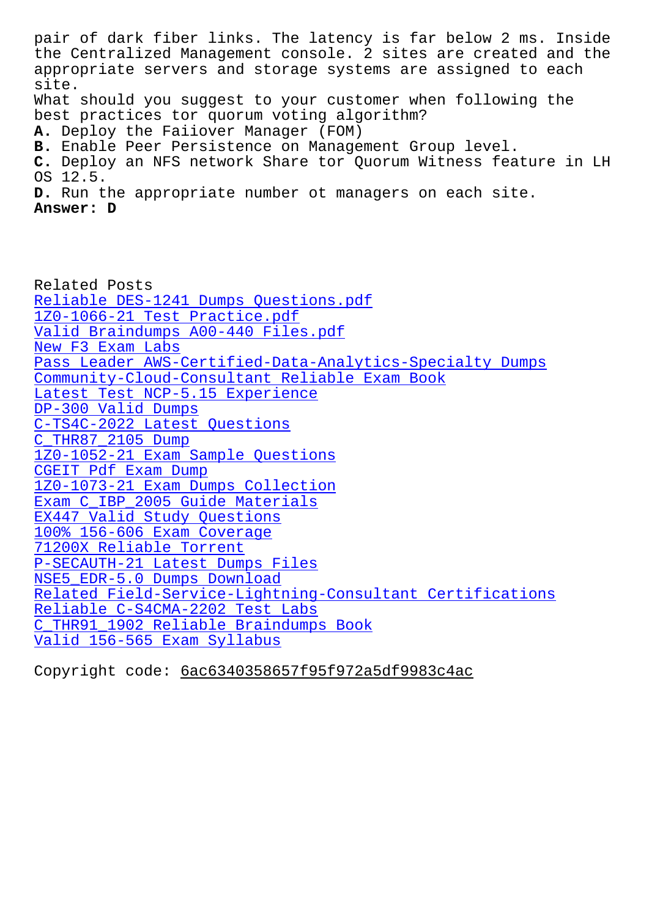pair of dark fiber links. The latency is far below 2 ms. Inside the Centralized Management console. 2 sites are created and the appropriate servers and storage systems are assigned to each site.
What should you suggest to your customer when following the best practices tor quorum voting algorithm?
**A.** Deploy the Faiiover Manager (FOM)
**B.** Enable Peer Persistence on Management Group level.
**C.** Deploy an NFS network Share tor Quorum Witness feature in LH OS 12.5.
**D.** Run the appropriate number ot managers on each site.
**Answer: D**

Related Posts
Reliable DES-1241 Dumps Questions.pdf
1Z0-1066-21 Test Practice.pdf
Valid Braindumps A00-440 Files.pdf
New F3 Exam Labs
Pass Leader AWS-Certified-Data-Analytics-Specialty Dumps
Community-Cloud-Consultant Reliable Exam Book
Latest Test NCP-5.15 Experience
DP-300 Valid Dumps
C-TS4C-2022 Latest Questions
C_THR87_2105 Dump
1Z0-1052-21 Exam Sample Questions
CGEIT Pdf Exam Dump
1Z0-1073-21 Exam Dumps Collection
Exam C_IBP_2005 Guide Materials
EX447 Valid Study Questions
100% 156-606 Exam Coverage
71200X Reliable Torrent
P-SECAUTH-21 Latest Dumps Files
NSE5_EDR-5.0 Dumps Download
Related Field-Service-Lightning-Consultant Certifications
Reliable C-S4CMA-2202 Test Labs
C_THR91_1902 Reliable Braindumps Book
Valid 156-565 Exam Syllabus

Copyright code: 6ac6340358657f95f972a5df9983c4ac